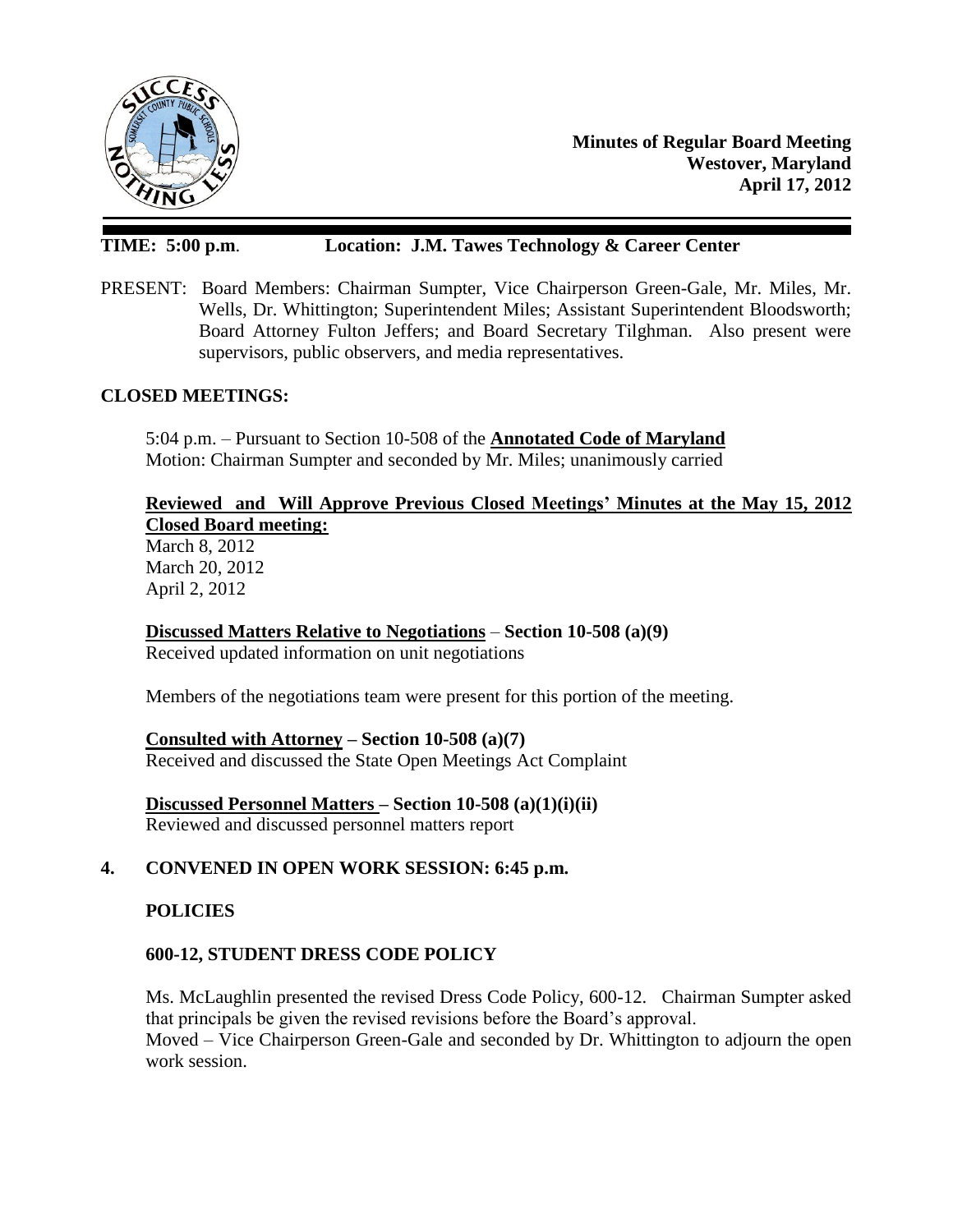**Minutes of Regular Board Meeting**
**Westover, Maryland**
**April 17, 2012**

**TIME: 5:00 p.m. Location: J.M. Tawes Technology & Career Center**

PRESENT: Board Members: Chairman Sumpter, Vice Chairperson Green-Gale, Mr. Miles, Mr. Wells, Dr. Whittington; Superintendent Miles; Assistant Superintendent Bloodsworth; Board Attorney Fulton Jeffers; and Board Secretary Tilghman. Also present were supervisors, public observers, and media representatives.

**CLOSED MEETINGS:**

5:04 p.m. – Pursuant to Section 10-508 of the **Annotated Code of Maryland**
Motion: Chairman Sumpter and seconded by Mr. Miles; unanimously carried

**Reviewed and Will Approve Previous Closed Meetings' Minutes at the May 15, 2012 Closed Board meeting:**
March 8, 2012
March 20, 2012
April 2, 2012

**Discussed Matters Relative to Negotiations** – **Section 10-508 (a)(9)**
Received updated information on unit negotiations

Members of the negotiations team were present for this portion of the meeting.

**Consulted with Attorney – Section 10-508 (a)(7)**
Received and discussed the State Open Meetings Act Complaint

**Discussed Personnel Matters – Section 10-508 (a)(1)(i)(ii)**
Reviewed and discussed personnel matters report

**4. CONVENED IN OPEN WORK SESSION: 6:45 p.m.**

**POLICIES**

**600-12, STUDENT DRESS CODE POLICY**

Ms. McLaughlin presented the revised Dress Code Policy, 600-12. Chairman Sumpter asked that principals be given the revised revisions before the Board's approval.
Moved – Vice Chairperson Green-Gale and seconded by Dr. Whittington to adjourn the open work session.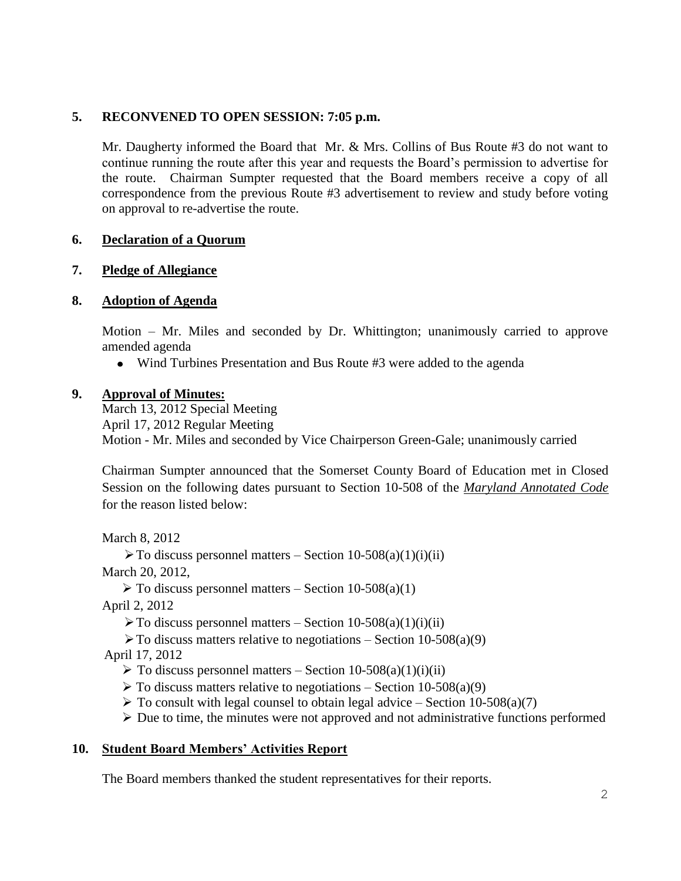**5. RECONVENED TO OPEN SESSION: 7:05 p.m.**

Mr. Daugherty informed the Board that Mr. & Mrs. Collins of Bus Route #3 do not want to continue running the route after this year and requests the Board's permission to advertise for the route. Chairman Sumpter requested that the Board members receive a copy of all correspondence from the previous Route #3 advertisement to review and study before voting on approval to re-advertise the route.

**6. Declaration of a Quorum**

**7. Pledge of Allegiance**

**8. Adoption of Agenda**

Motion – Mr. Miles and seconded by Dr. Whittington; unanimously carried to approve amended agenda

- Wind Turbines Presentation and Bus Route #3 were added to the agenda

**9. Approval of Minutes:**

March 13, 2012 Special Meeting
April 17, 2012 Regular Meeting
Motion - Mr. Miles and seconded by Vice Chairperson Green-Gale; unanimously carried

Chairman Sumpter announced that the Somerset County Board of Education met in Closed Session on the following dates pursuant to Section 10-508 of the ***Maryland Annotated Code*** for the reason listed below:

March 8, 2012

- To discuss personnel matters – Section 10-508(a)(1)(i)(ii)

March 20, 2012,

- To discuss personnel matters – Section 10-508(a)(1)

April 2, 2012

- To discuss personnel matters – Section 10-508(a)(1)(i)(ii)
- To discuss matters relative to negotiations – Section 10-508(a)(9)

April 17, 2012

- To discuss personnel matters – Section 10-508(a)(1)(i)(ii)
- To discuss matters relative to negotiations – Section 10-508(a)(9)
- To consult with legal counsel to obtain legal advice – Section 10-508(a)(7)
- Due to time, the minutes were not approved and not administrative functions performed

**10. Student Board Members' Activities Report**

The Board members thanked the student representatives for their reports.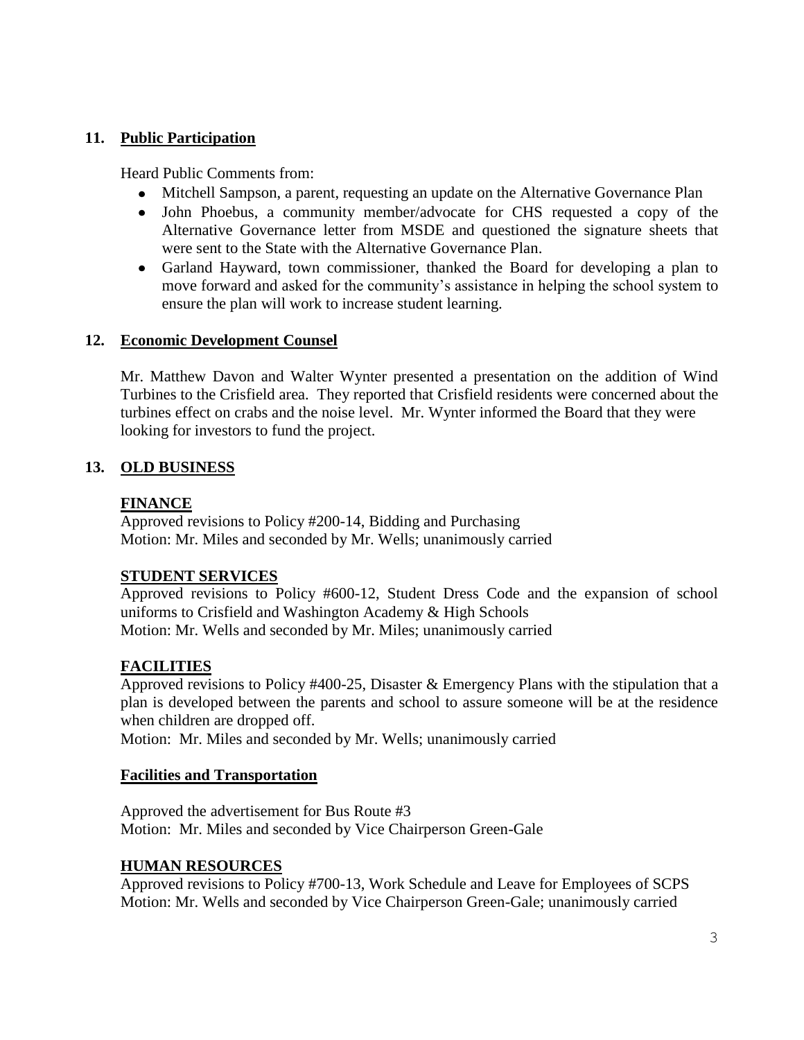## 11. Public Participation

Heard Public Comments from:

- Mitchell Sampson, a parent, requesting an update on the Alternative Governance Plan
- John Phoebus, a community member/advocate for CHS requested a copy of the Alternative Governance letter from MSDE and questioned the signature sheets that were sent to the State with the Alternative Governance Plan.
- Garland Hayward, town commissioner, thanked the Board for developing a plan to move forward and asked for the community's assistance in helping the school system to ensure the plan will work to increase student learning.

## 12. Economic Development Counsel

Mr. Matthew Davon and Walter Wynter presented a presentation on the addition of Wind Turbines to the Crisfield area. They reported that Crisfield residents were concerned about the turbines effect on crabs and the noise level. Mr. Wynter informed the Board that they were looking for investors to fund the project.

## 13. OLD BUSINESS

### FINANCE

Approved revisions to Policy #200-14, Bidding and Purchasing
Motion: Mr. Miles and seconded by Mr. Wells; unanimously carried

### STUDENT SERVICES

Approved revisions to Policy #600-12, Student Dress Code and the expansion of school uniforms to Crisfield and Washington Academy & High Schools
Motion: Mr. Wells and seconded by Mr. Miles; unanimously carried

### FACILITIES

Approved revisions to Policy #400-25, Disaster & Emergency Plans with the stipulation that a plan is developed between the parents and school to assure someone will be at the residence when children are dropped off.
Motion: Mr. Miles and seconded by Mr. Wells; unanimously carried

### Facilities and Transportation

Approved the advertisement for Bus Route #3
Motion: Mr. Miles and seconded by Vice Chairperson Green-Gale

### HUMAN RESOURCES

Approved revisions to Policy #700-13, Work Schedule and Leave for Employees of SCPS
Motion: Mr. Wells and seconded by Vice Chairperson Green-Gale; unanimously carried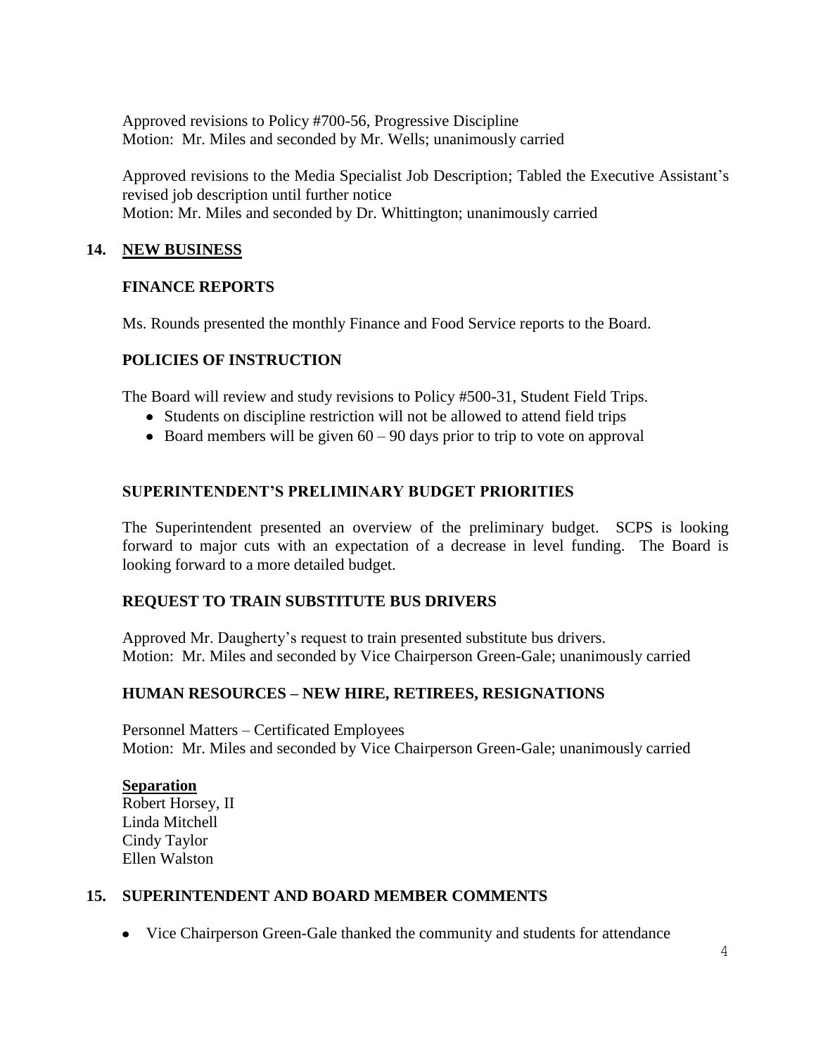Approved revisions to Policy #700-56, Progressive Discipline
Motion: Mr. Miles and seconded by Mr. Wells; unanimously carried

Approved revisions to the Media Specialist Job Description; Tabled the Executive Assistant's revised job description until further notice
Motion: Mr. Miles and seconded by Dr. Whittington; unanimously carried

## 14. NEW BUSINESS

### FINANCE REPORTS

Ms. Rounds presented the monthly Finance and Food Service reports to the Board.

### POLICIES OF INSTRUCTION

The Board will review and study revisions to Policy #500-31, Student Field Trips.

- Students on discipline restriction will not be allowed to attend field trips
- Board members will be given 60 – 90 days prior to trip to vote on approval

### SUPERINTENDENT'S PRELIMINARY BUDGET PRIORITIES

The Superintendent presented an overview of the preliminary budget. SCPS is looking forward to major cuts with an expectation of a decrease in level funding. The Board is looking forward to a more detailed budget.

### REQUEST TO TRAIN SUBSTITUTE BUS DRIVERS

Approved Mr. Daugherty's request to train presented substitute bus drivers.
Motion: Mr. Miles and seconded by Vice Chairperson Green-Gale; unanimously carried

### HUMAN RESOURCES – NEW HIRE, RETIREES, RESIGNATIONS

Personnel Matters – Certificated Employees
Motion: Mr. Miles and seconded by Vice Chairperson Green-Gale; unanimously carried

**Separation**
Robert Horsey, II
Linda Mitchell
Cindy Taylor
Ellen Walston

## 15. SUPERINTENDENT AND BOARD MEMBER COMMENTS

- Vice Chairperson Green-Gale thanked the community and students for attendance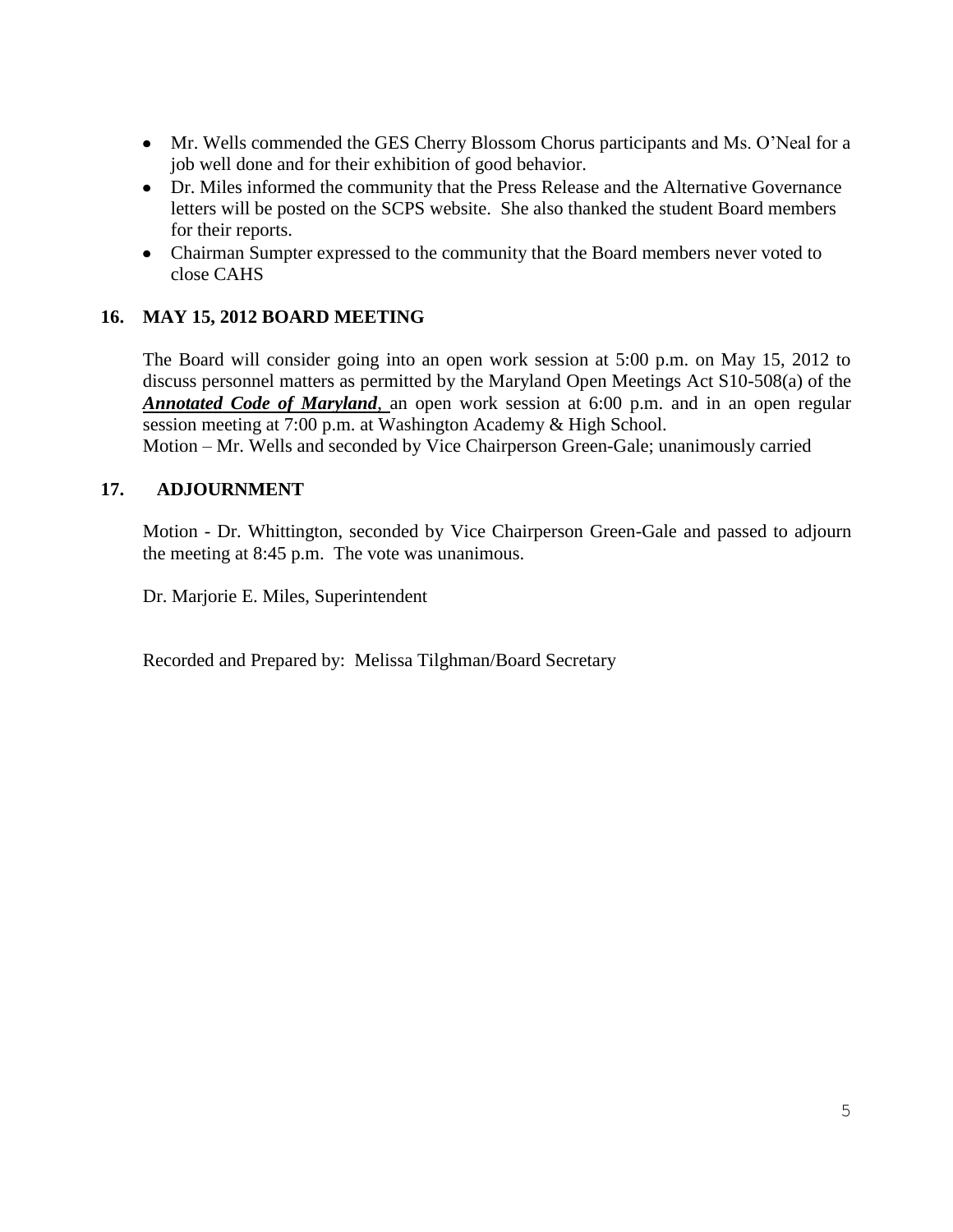- Mr. Wells commended the GES Cherry Blossom Chorus participants and Ms. O'Neal for a job well done and for their exhibition of good behavior.
- Dr. Miles informed the community that the Press Release and the Alternative Governance letters will be posted on the SCPS website. She also thanked the student Board members for their reports.
- Chairman Sumpter expressed to the community that the Board members never voted to close CAHS

## 16. MAY 15, 2012 BOARD MEETING

The Board will consider going into an open work session at 5:00 p.m. on May 15, 2012 to discuss personnel matters as permitted by the Maryland Open Meetings Act S10-508(a) of the ***Annotated Code of Maryland***, an open work session at 6:00 p.m. and in an open regular session meeting at 7:00 p.m. at Washington Academy & High School.
Motion – Mr. Wells and seconded by Vice Chairperson Green-Gale; unanimously carried

## 17. ADJOURNMENT

Motion - Dr. Whittington, seconded by Vice Chairperson Green-Gale and passed to adjourn the meeting at 8:45 p.m. The vote was unanimous.

Dr. Marjorie E. Miles, Superintendent

Recorded and Prepared by: Melissa Tilghman/Board Secretary